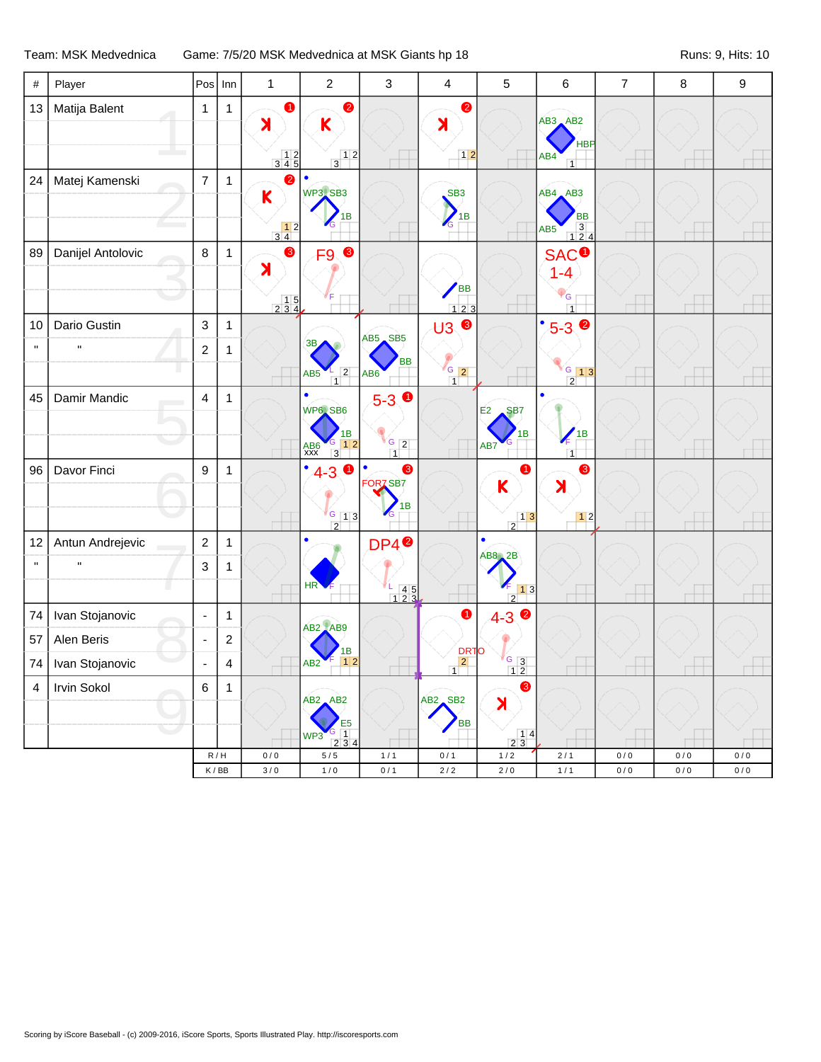Team: MSK Medvednica | Game: 7/5/20 MSK Medvednica at MSK Giants hp 18 | Runs: 9, Hits: 10

| # | Player | Pos | Inn | 1 | 2 | 3 | 4 | 5 | 6 | 7 | 8 | 9 |
|---|---|---|---|---|---|---|---|---|---|---|---|---|
| 13 | Matija Balent | 1 | 1 | K (1) | K (2) | | K (2) | | AB3 AB2 HBP AB4 | | | |
| 24 | Matej Kamenski | 7 | 1 | K (2) | WP3 SB3 1B | | SB3 1B | | AB4 AB3 BB AB5 | | | |
| 89 | Danijel Antolovic | 8 | 1 | K (3) | F9 (3) | | BB | | SAC 1-4 (1) | | | |
| 10 | Dario Gustin | 3 | 1 | | 3B AB5 | AB5 SB5 BB AB6 | U3 (3) | | 5-3 (2) | | | |
| " | " | 2 | 1 | | | | | | | | | |
| 45 | Damir Mandic | 4 | 1 | | WP6 SB6 1B AB6 XXX | 5-3 (1) | | E2 SB7 1B AB7 | 1B | | | |
| 96 | Davor Finci | 9 | 1 | | 4-3 (1) | FOR7 SB7 1B | | K (1) | K (3) | | | |
| 12 | Antun Andrejevic | 2 | 1 | | HR | DP4 (2) | | AB8 2B | | | | |
| " | " | 3 | 1 | | | | | | | | | |
| 74 | Ivan Stojanovic | - | 1 | | AB2 AB9 1B AB2 | | DRTO (1) | 4-3 (2) | | | | |
| 57 | Alen Beris | - | 2 | | | | | | | | | |
| 74 | Ivan Stojanovic | - | 4 | | | | | | | | | |
| 4 | Irvin Sokol | 6 | 1 | | AB2 AB2 E5 WP3 | | AB2 SB2 BB | K (3) | | | | |
| | | R / H | | 0 / 0 | 5 / 5 | 1 / 1 | 0 / 1 | 1 / 2 | 2 / 1 | 0 / 0 | 0 / 0 | 0 / 0 |
| | | K / BB | | 3 / 0 | 1 / 0 | 0 / 1 | 2 / 2 | 2 / 0 | 1 / 1 | 0 / 0 | 0 / 0 | 0 / 0 |

Scoring by iScore Baseball - (c) 2009-2016, iScore Sports, Sports Illustrated Play. http://iscoresports.com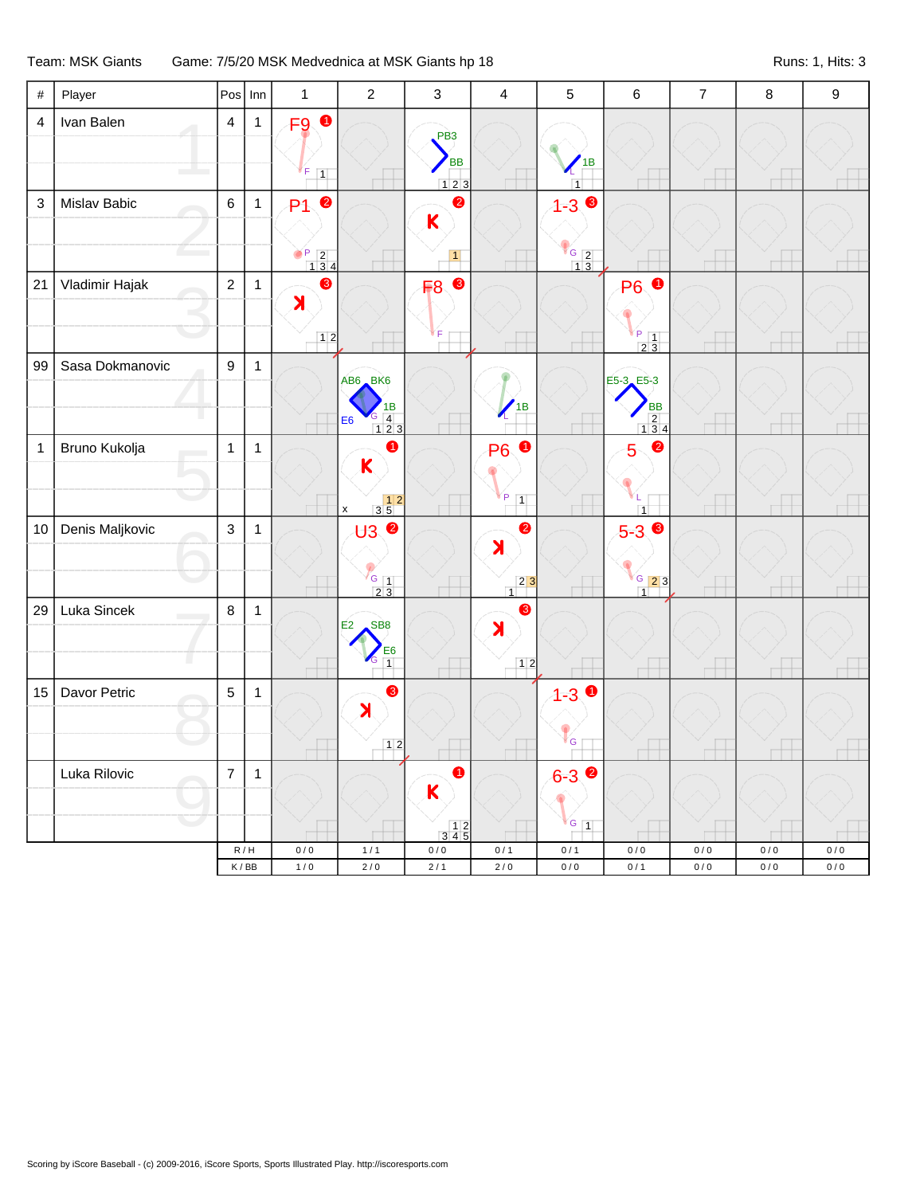Team: MSK Giants    Game: 7/5/20 MSK Medvednica at MSK Giants hp 18    Runs: 1, Hits: 3

| # | Player | Pos | Inn | 1 | 2 | 3 | 4 | 5 | 6 | 7 | 8 | 9 |
|---|---|---|---|---|---|---|---|---|---|---|---|---|
| 4 | Ivan Balen | 4 | 1 | F9 ❶ F 1 | | PB3 BB 1 2 3 | | L 1B 1 | | | | |
| 3 | Mislav Babic | 6 | 1 | P1 ❷ P 2 1 3 4 | | K ❷ 1 | | 1-3 ❸ G 2 1 3 | | | | |
| 21 | Vladimir Hajak | 2 | 1 | K ❸ 1 2 | | F8 ❸ F | | | P6 ❶ P 1 2 3 | | | |
| 99 | Sasa Dokmanovic | 9 | 1 | | AB6 BK6 1B G E6 4 1 2 3 | | L 1B | | E5-3 E5-3 BB 2 1 3 4 | | | |
| 1 | Bruno Kukolja | 1 | 1 | | K ❶ x 1 2 3 5 | | P6 ❶ P 1 | | 5 ❷ L 1 | | | |
| 10 | Denis Maljkovic | 3 | 1 | | U3 ❷ G 1 2 3 | | K ❷ 2 3 1 | | 5-3 ❸ G 2 3 1 | | | |
| 29 | Luka Sincek | 8 | 1 | | E2 SB8 G E6 1 | | K ❸ 1 2 | | | | | |
| 15 | Davor Petric | 5 | 1 | | K ❸ 1 2 | | | 1-3 ❶ G | | | | |
| | Luka Rilovic | 7 | 1 | | | K ❶ 1 2 3 4 5 | | 6-3 ❷ G 1 | | | | |
| | | | R / H | 0 / 0 | 1 / 1 | 0 / 0 | 0 / 1 | 0 / 1 | 0 / 0 | 0 / 0 | 0 / 0 | 0 / 0 |
| | | | K / BB | 1 / 0 | 2 / 0 | 2 / 1 | 2 / 0 | 0 / 0 | 0 / 1 | 0 / 0 | 0 / 0 | 0 / 0 |

Scoring by iScore Baseball - (c) 2009-2016, iScore Sports, Sports Illustrated Play. http://iscoresports.com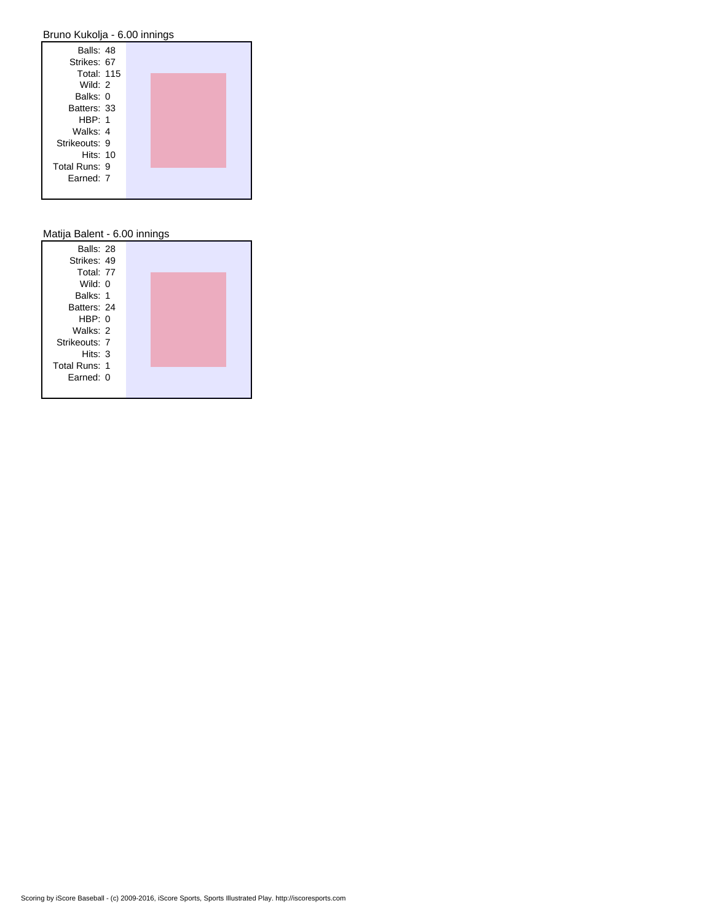Bruno Kukolja - 6.00 innings

| | |
|---|---|
| Balls: | 48 |
| Strikes: | 67 |
| Total: | 115 |
| Wild: | 2 |
| Balks: | 0 |
| Batters: | 33 |
| HBP: | 1 |
| Walks: | 4 |
| Strikeouts: | 9 |
| Hits: | 10 |
| Total Runs: | 9 |
| Earned: | 7 |

Matija Balent - 6.00 innings

| | |
|---|---|
| Balls: | 28 |
| Strikes: | 49 |
| Total: | 77 |
| Wild: | 0 |
| Balks: | 1 |
| Batters: | 24 |
| HBP: | 0 |
| Walks: | 2 |
| Strikeouts: | 7 |
| Hits: | 3 |
| Total Runs: | 1 |
| Earned: | 0 |

Scoring by iScore Baseball - (c) 2009-2016, iScore Sports, Sports Illustrated Play. http://iscoresports.com